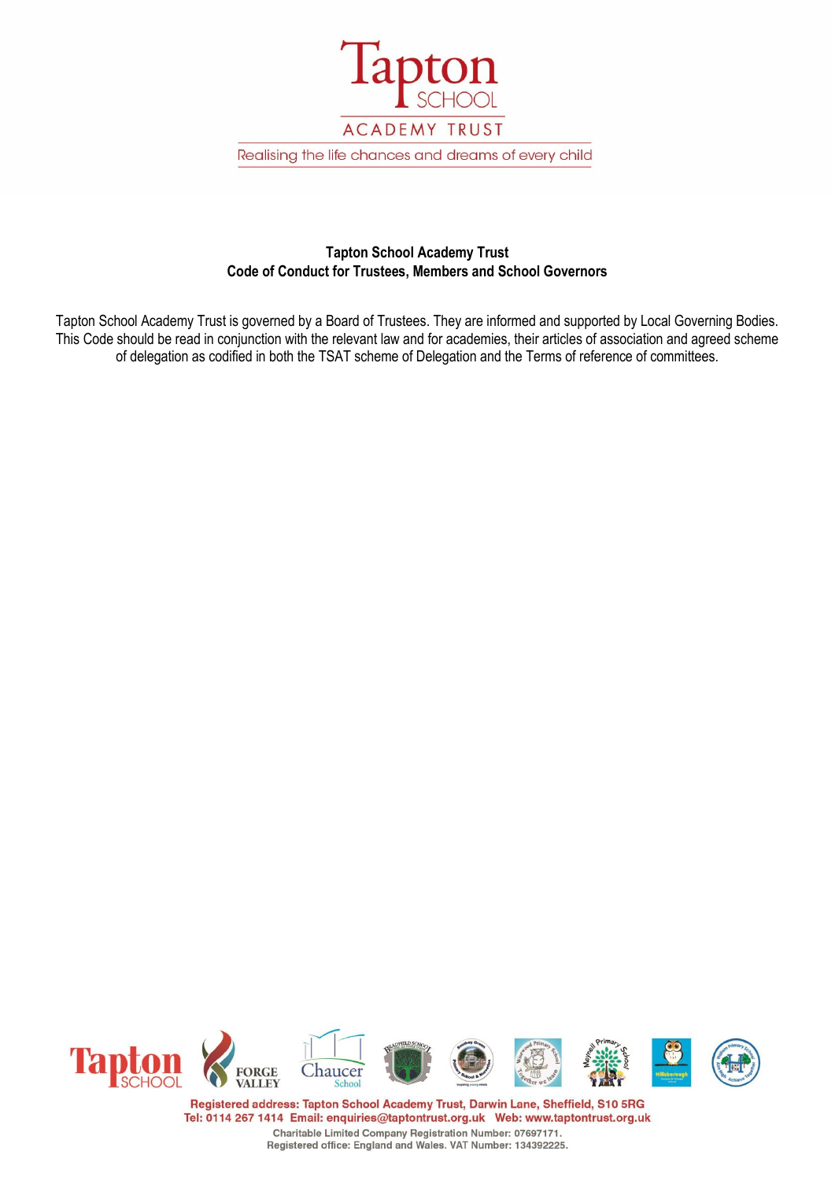# Tapton School Academy Trust
## Code of Conduct for Trustees, Members and School Governors

Tapton School Academy Trust is governed by a Board of Trustees. They are informed and supported by Local Governing Bodies. This Code should be read in conjunction with the relevant law and for academies, their articles of association and agreed scheme of delegation as codified in both the TSAT scheme of Delegation and the Terms of reference of committees.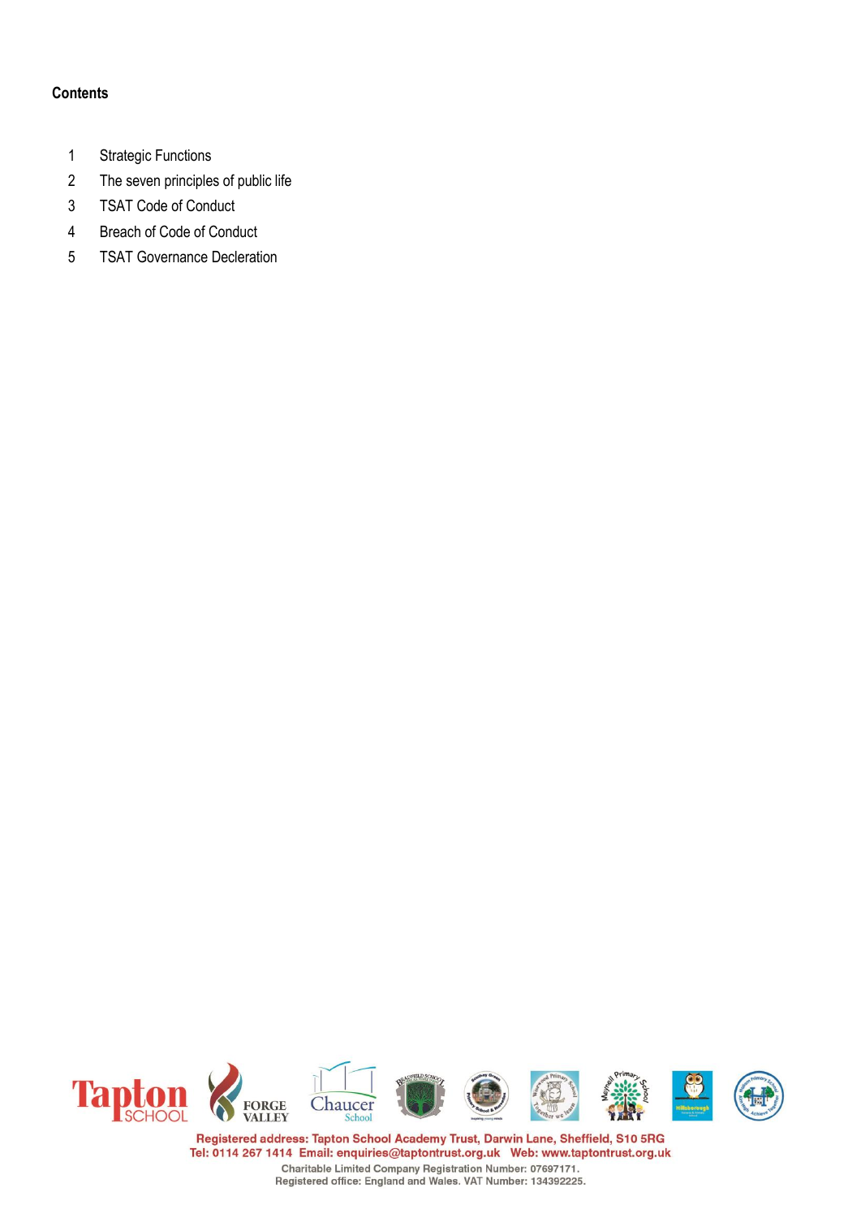**Contents**

1 Strategic Functions
2 The seven principles of public life
3 TSAT Code of Conduct
4 Breach of Code of Conduct
5 TSAT Governance Decleration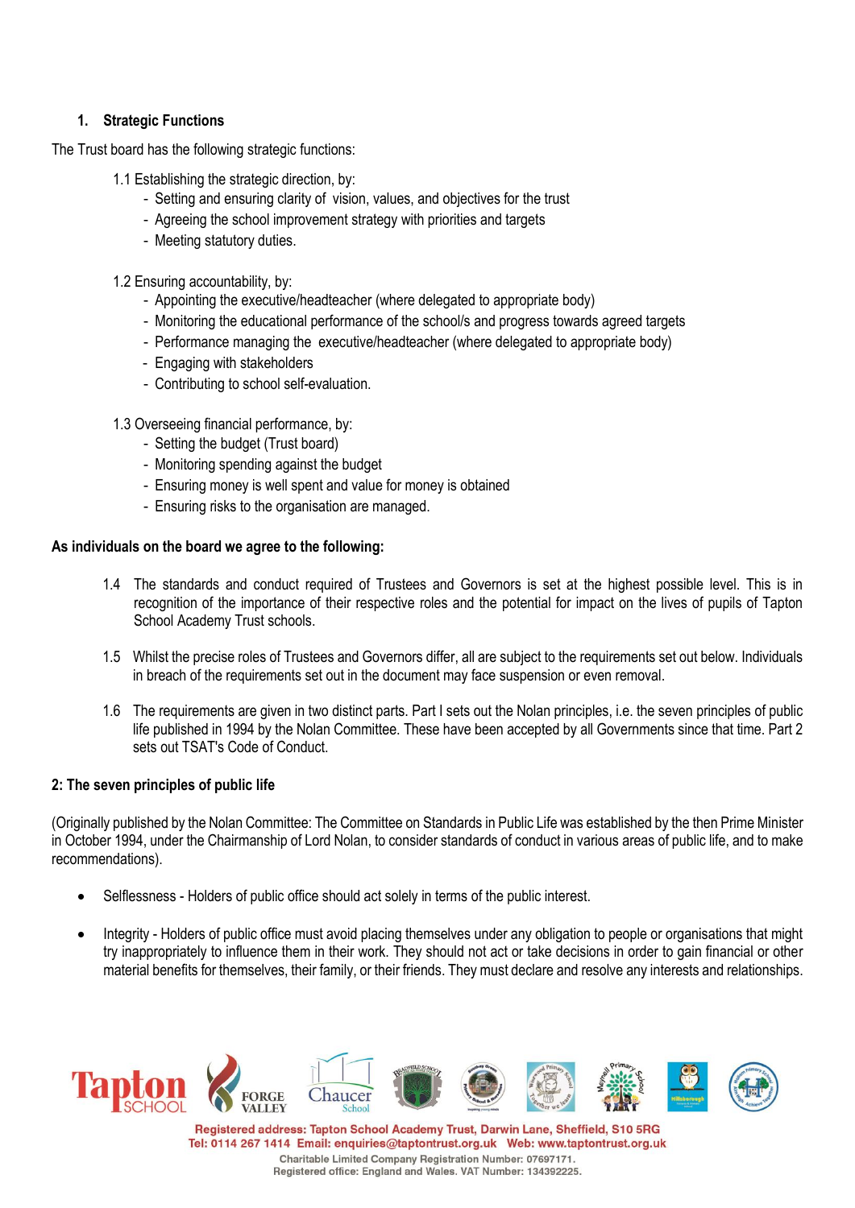## 1. Strategic Functions

The Trust board has the following strategic functions:

1.1 Establishing the strategic direction, by:

- Setting and ensuring clarity of vision, values, and objectives for the trust
- Agreeing the school improvement strategy with priorities and targets
- Meeting statutory duties.

1.2 Ensuring accountability, by:

- Appointing the executive/headteacher (where delegated to appropriate body)
- Monitoring the educational performance of the school/s and progress towards agreed targets
- Performance managing the executive/headteacher (where delegated to appropriate body)
- Engaging with stakeholders
- Contributing to school self-evaluation.

1.3 Overseeing financial performance, by:

- Setting the budget (Trust board)
- Monitoring spending against the budget
- Ensuring money is well spent and value for money is obtained
- Ensuring risks to the organisation are managed.

**As individuals on the board we agree to the following:**

1.4 The standards and conduct required of Trustees and Governors is set at the highest possible level. This is in recognition of the importance of their respective roles and the potential for impact on the lives of pupils of Tapton School Academy Trust schools.

1.5 Whilst the precise roles of Trustees and Governors differ, all are subject to the requirements set out below. Individuals in breach of the requirements set out in the document may face suspension or even removal.

1.6 The requirements are given in two distinct parts. Part I sets out the Nolan principles, i.e. the seven principles of public life published in 1994 by the Nolan Committee. These have been accepted by all Governments since that time. Part 2 sets out TSAT's Code of Conduct.

## 2: The seven principles of public life

(Originally published by the Nolan Committee: The Committee on Standards in Public Life was established by the then Prime Minister in October 1994, under the Chairmanship of Lord Nolan, to consider standards of conduct in various areas of public life, and to make recommendations).

- Selflessness - Holders of public office should act solely in terms of the public interest.
- Integrity - Holders of public office must avoid placing themselves under any obligation to people or organisations that might try inappropriately to influence them in their work. They should not act or take decisions in order to gain financial or other material benefits for themselves, their family, or their friends. They must declare and resolve any interests and relationships.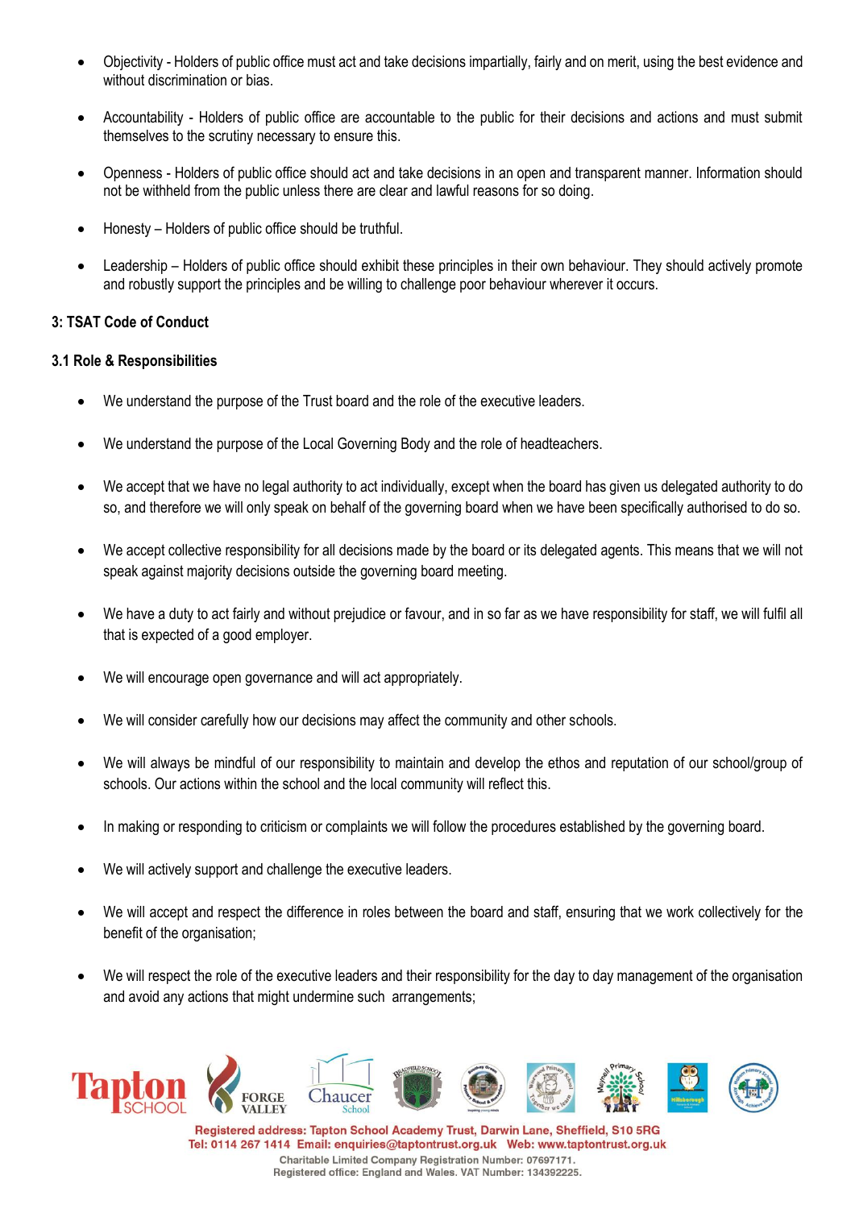- Objectivity - Holders of public office must act and take decisions impartially, fairly and on merit, using the best evidence and without discrimination or bias.
- Accountability - Holders of public office are accountable to the public for their decisions and actions and must submit themselves to the scrutiny necessary to ensure this.
- Openness - Holders of public office should act and take decisions in an open and transparent manner. Information should not be withheld from the public unless there are clear and lawful reasons for so doing.
- Honesty – Holders of public office should be truthful.
- Leadership – Holders of public office should exhibit these principles in their own behaviour. They should actively promote and robustly support the principles and be willing to challenge poor behaviour wherever it occurs.

### 3: TSAT Code of Conduct

#### 3.1 Role & Responsibilities

- We understand the purpose of the Trust board and the role of the executive leaders.
- We understand the purpose of the Local Governing Body and the role of headteachers.
- We accept that we have no legal authority to act individually, except when the board has given us delegated authority to do so, and therefore we will only speak on behalf of the governing board when we have been specifically authorised to do so.
- We accept collective responsibility for all decisions made by the board or its delegated agents. This means that we will not speak against majority decisions outside the governing board meeting.
- We have a duty to act fairly and without prejudice or favour, and in so far as we have responsibility for staff, we will fulfil all that is expected of a good employer.
- We will encourage open governance and will act appropriately.
- We will consider carefully how our decisions may affect the community and other schools.
- We will always be mindful of our responsibility to maintain and develop the ethos and reputation of our school/group of schools. Our actions within the school and the local community will reflect this.
- In making or responding to criticism or complaints we will follow the procedures established by the governing board.
- We will actively support and challenge the executive leaders.
- We will accept and respect the difference in roles between the board and staff, ensuring that we work collectively for the benefit of the organisation;
- We will respect the role of the executive leaders and their responsibility for the day to day management of the organisation and avoid any actions that might undermine such arrangements;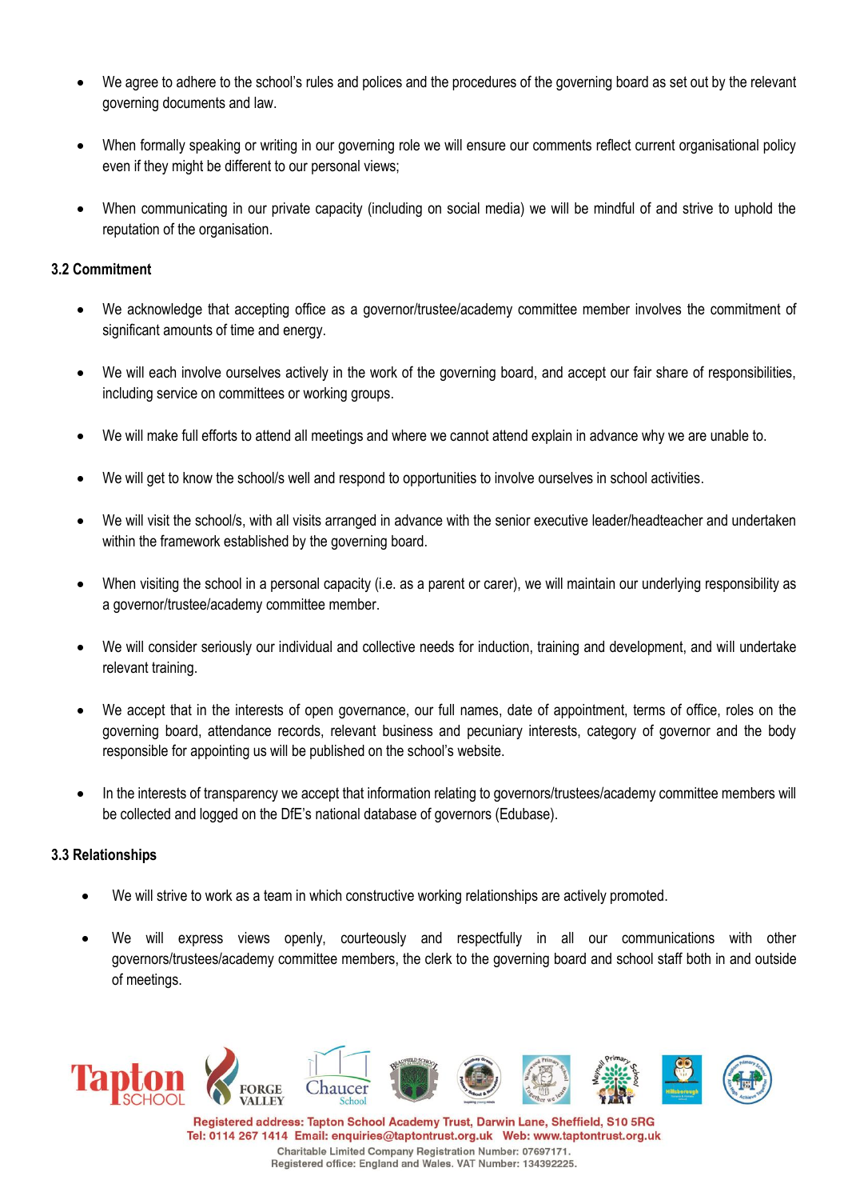- We agree to adhere to the school's rules and polices and the procedures of the governing board as set out by the relevant governing documents and law.

- When formally speaking or writing in our governing role we will ensure our comments reflect current organisational policy even if they might be different to our personal views;

- When communicating in our private capacity (including on social media) we will be mindful of and strive to uphold the reputation of the organisation.

### 3.2 Commitment

- We acknowledge that accepting office as a governor/trustee/academy committee member involves the commitment of significant amounts of time and energy.

- We will each involve ourselves actively in the work of the governing board, and accept our fair share of responsibilities, including service on committees or working groups.

- We will make full efforts to attend all meetings and where we cannot attend explain in advance why we are unable to.

- We will get to know the school/s well and respond to opportunities to involve ourselves in school activities.

- We will visit the school/s, with all visits arranged in advance with the senior executive leader/headteacher and undertaken within the framework established by the governing board.

- When visiting the school in a personal capacity (i.e. as a parent or carer), we will maintain our underlying responsibility as a governor/trustee/academy committee member.

- We will consider seriously our individual and collective needs for induction, training and development, and will undertake relevant training.

- We accept that in the interests of open governance, our full names, date of appointment, terms of office, roles on the governing board, attendance records, relevant business and pecuniary interests, category of governor and the body responsible for appointing us will be published on the school's website.

- In the interests of transparency we accept that information relating to governors/trustees/academy committee members will be collected and logged on the DfE's national database of governors (Edubase).

### 3.3 Relationships

- We will strive to work as a team in which constructive working relationships are actively promoted.

- We will express views openly, courteously and respectfully in all our communications with other governors/trustees/academy committee members, the clerk to the governing board and school staff both in and outside of meetings.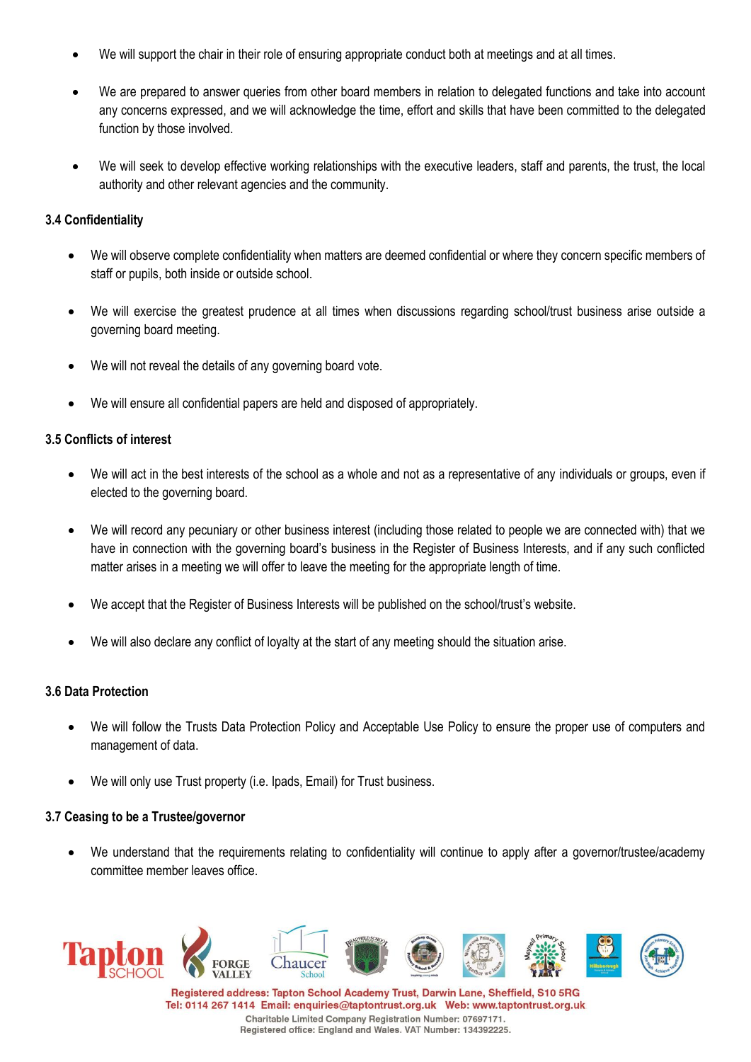- We will support the chair in their role of ensuring appropriate conduct both at meetings and at all times.

- We are prepared to answer queries from other board members in relation to delegated functions and take into account any concerns expressed, and we will acknowledge the time, effort and skills that have been committed to the delegated function by those involved.

- We will seek to develop effective working relationships with the executive leaders, staff and parents, the trust, the local authority and other relevant agencies and the community.

### 3.4 Confidentiality

- We will observe complete confidentiality when matters are deemed confidential or where they concern specific members of staff or pupils, both inside or outside school.

- We will exercise the greatest prudence at all times when discussions regarding school/trust business arise outside a governing board meeting.

- We will not reveal the details of any governing board vote.

- We will ensure all confidential papers are held and disposed of appropriately.

### 3.5 Conflicts of interest

- We will act in the best interests of the school as a whole and not as a representative of any individuals or groups, even if elected to the governing board.

- We will record any pecuniary or other business interest (including those related to people we are connected with) that we have in connection with the governing board's business in the Register of Business Interests, and if any such conflicted matter arises in a meeting we will offer to leave the meeting for the appropriate length of time.

- We accept that the Register of Business Interests will be published on the school/trust's website.

- We will also declare any conflict of loyalty at the start of any meeting should the situation arise.

### 3.6 Data Protection

- We will follow the Trusts Data Protection Policy and Acceptable Use Policy to ensure the proper use of computers and management of data.

- We will only use Trust property (i.e. Ipads, Email) for Trust business.

### 3.7 Ceasing to be a Trustee/governor

- We understand that the requirements relating to confidentiality will continue to apply after a governor/trustee/academy committee member leaves office.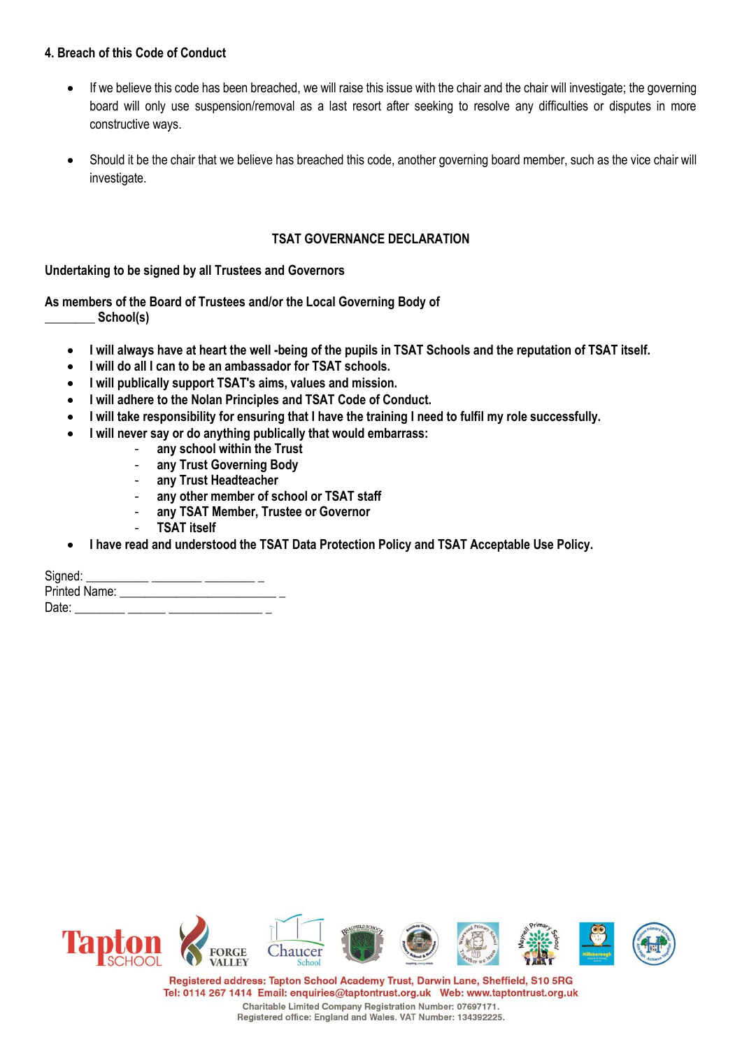**4. Breach of this Code of Conduct**

- If we believe this code has been breached, we will raise this issue with the chair and the chair will investigate; the governing board will only use suspension/removal as a last resort after seeking to resolve any difficulties or disputes in more constructive ways.

- Should it be the chair that we believe has breached this code, another governing board member, such as the vice chair will investigate.

**TSAT GOVERNANCE DECLARATION**

**Undertaking to be signed by all Trustees and Governors**

**As members of the Board of Trustees and/or the Local Governing Body of ________ School(s)**

- **I will always have at heart the well -being of the pupils in TSAT Schools and the reputation of TSAT itself.**
- **I will do all I can to be an ambassador for TSAT schools.**
- **I will publically support TSAT's aims, values and mission.**
- **I will adhere to the Nolan Principles and TSAT Code of Conduct.**
- **I will take responsibility for ensuring that I have the training I need to fulfil my role successfully.**
- **I will never say or do anything publically that would embarrass:**
  - **any school within the Trust**
  - **any Trust Governing Body**
  - **any Trust Headteacher**
  - **any other member of school or TSAT staff**
  - **any TSAT Member, Trustee or Governor**
  - **TSAT itself**
- **I have read and understood the TSAT Data Protection Policy and TSAT Acceptable Use Policy.**

Signed: __________ ________ ________ _
Printed Name: ________________________ _
Date: ________ ______ _______________ _

Registered address: Tapton School Academy Trust, Darwin Lane, Sheffield, S10 5RG
Tel: 0114 267 1414 Email: enquiries@taptontrust.org.uk Web: www.taptontrust.org.uk
Charitable Limited Company Registration Number: 07697171.
Registered office: England and Wales. VAT Number: 134392225.